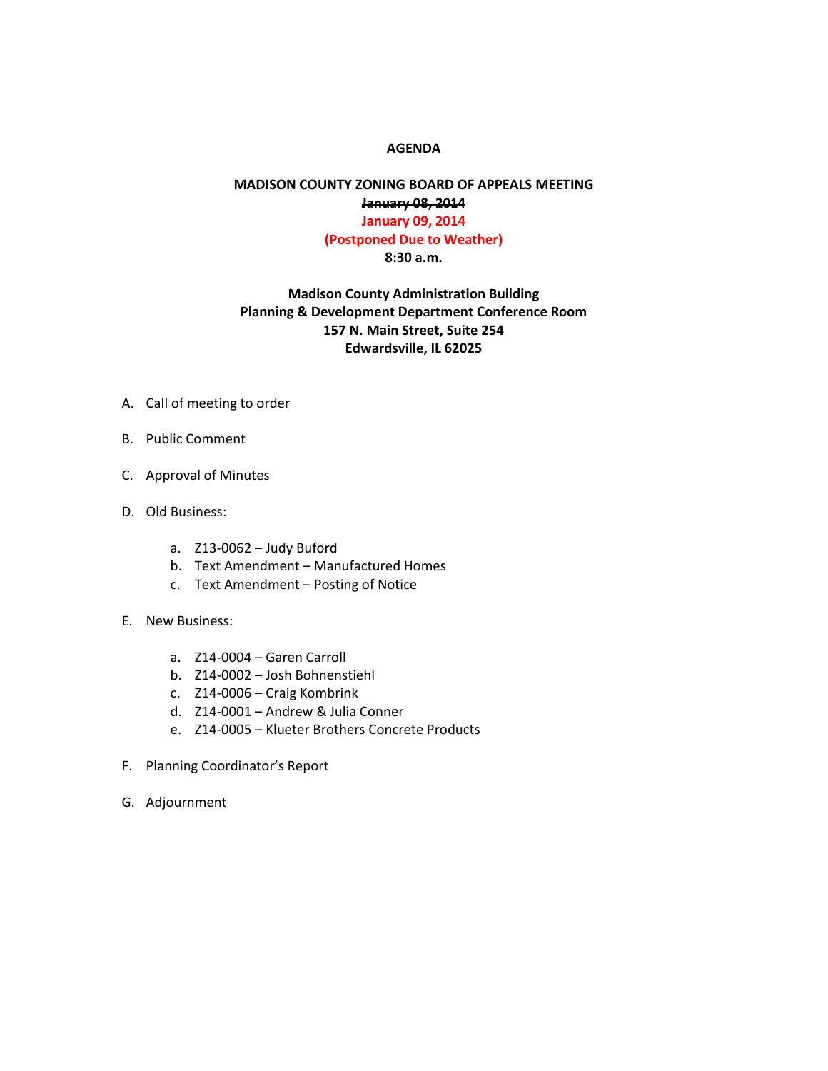# AGENDA

## MADISON COUNTY ZONING BOARD OF APPEALS MEETING

**~~January 08, 2014~~**

**January 09, 2014**

**(Postponed Due to Weather)**

**8:30 a.m.**

**Madison County Administration Building**
**Planning & Development Department Conference Room**
**157 N. Main Street, Suite 254**
**Edwardsville, IL 62025**

A. Call of meeting to order

B. Public Comment

C. Approval of Minutes

D. Old Business:

   a. Z13-0062 – Judy Buford
   b. Text Amendment – Manufactured Homes
   c. Text Amendment – Posting of Notice

E. New Business:

   a. Z14-0004 – Garen Carroll
   b. Z14-0002 – Josh Bohnenstiehl
   c. Z14-0006 – Craig Kombrink
   d. Z14-0001 – Andrew & Julia Conner
   e. Z14-0005 – Klueter Brothers Concrete Products

F. Planning Coordinator's Report

G. Adjournment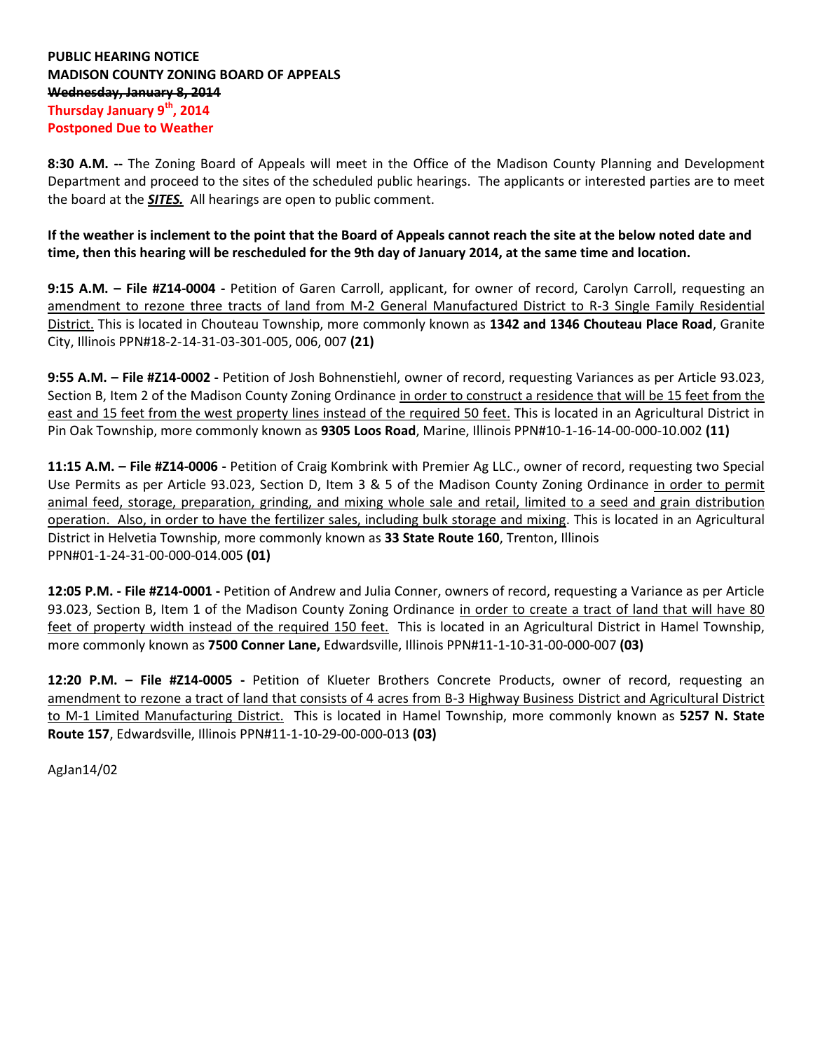**PUBLIC HEARING NOTICE**
**MADISON COUNTY ZONING BOARD OF APPEALS**
~~**Wednesday, January 8, 2014**~~
**Thursday January 9th, 2014**
**Postponed Due to Weather**

**8:30 A.M. --** The Zoning Board of Appeals will meet in the Office of the Madison County Planning and Development Department and proceed to the sites of the scheduled public hearings. The applicants or interested parties are to meet the board at the ***SITES.*** All hearings are open to public comment.

**If the weather is inclement to the point that the Board of Appeals cannot reach the site at the below noted date and time, then this hearing will be rescheduled for the 9th day of January 2014, at the same time and location.**

**9:15 A.M. – File #Z14-0004 -** Petition of Garen Carroll, applicant, for owner of record, Carolyn Carroll, requesting an amendment to rezone three tracts of land from M-2 General Manufactured District to R-3 Single Family Residential District. This is located in Chouteau Township, more commonly known as **1342 and 1346 Chouteau Place Road**, Granite City, Illinois PPN#18-2-14-31-03-301-005, 006, 007 **(21)**

**9:55 A.M. – File #Z14-0002 -** Petition of Josh Bohnenstiehl, owner of record, requesting Variances as per Article 93.023, Section B, Item 2 of the Madison County Zoning Ordinance in order to construct a residence that will be 15 feet from the east and 15 feet from the west property lines instead of the required 50 feet. This is located in an Agricultural District in Pin Oak Township, more commonly known as **9305 Loos Road**, Marine, Illinois PPN#10-1-16-14-00-000-10.002 **(11)**

**11:15 A.M. – File #Z14-0006 -** Petition of Craig Kombrink with Premier Ag LLC., owner of record, requesting two Special Use Permits as per Article 93.023, Section D, Item 3 & 5 of the Madison County Zoning Ordinance in order to permit animal feed, storage, preparation, grinding, and mixing whole sale and retail, limited to a seed and grain distribution operation. Also, in order to have the fertilizer sales, including bulk storage and mixing. This is located in an Agricultural District in Helvetia Township, more commonly known as **33 State Route 160**, Trenton, Illinois PPN#01-1-24-31-00-000-014.005 **(01)**

**12:05 P.M. - File #Z14-0001 -** Petition of Andrew and Julia Conner, owners of record, requesting a Variance as per Article 93.023, Section B, Item 1 of the Madison County Zoning Ordinance in order to create a tract of land that will have 80 feet of property width instead of the required 150 feet. This is located in an Agricultural District in Hamel Township, more commonly known as **7500 Conner Lane,** Edwardsville, Illinois PPN#11-1-10-31-00-000-007 **(03)**

**12:20 P.M. – File #Z14-0005 -** Petition of Klueter Brothers Concrete Products, owner of record, requesting an amendment to rezone a tract of land that consists of 4 acres from B-3 Highway Business District and Agricultural District to M-1 Limited Manufacturing District. This is located in Hamel Township, more commonly known as **5257 N. State Route 157**, Edwardsville, Illinois PPN#11-1-10-29-00-000-013 **(03)**

AgJan14/02